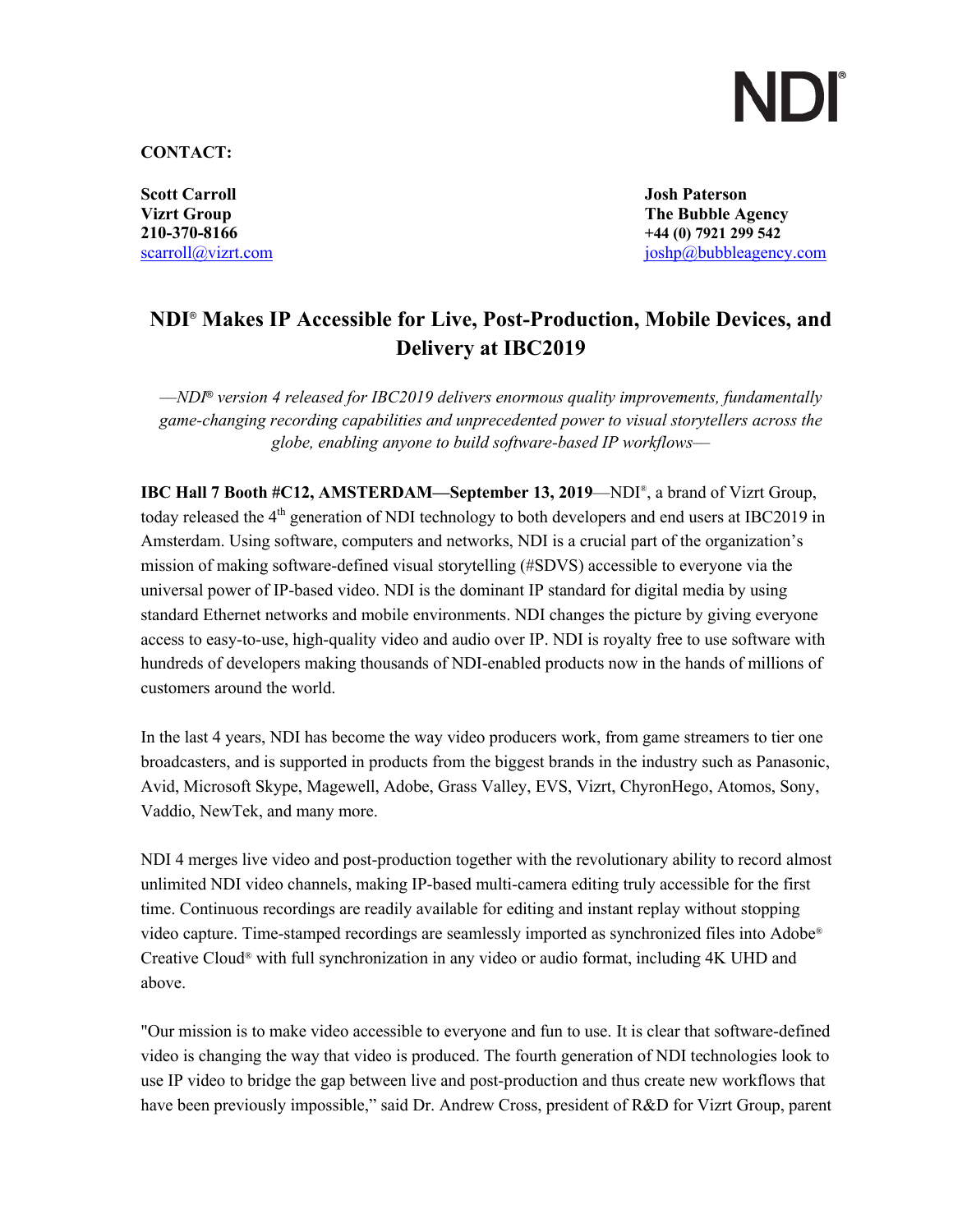NDI®

**CONTACT:**

**Scott Carroll**
**Vizrt Group**
**210-370-8166**
scarroll@vizrt.com

**Josh Paterson**
**The Bubble Agency**
**+44 (0) 7921 299 542**
joshp@bubbleagency.com

# NDI® Makes IP Accessible for Live, Post-Production, Mobile Devices, and Delivery at IBC2019

*—NDI® version 4 released for IBC2019 delivers enormous quality improvements, fundamentally game-changing recording capabilities and unprecedented power to visual storytellers across the globe, enabling anyone to build software-based IP workflows—*

**IBC Hall 7 Booth #C12, AMSTERDAM—September 13, 2019**—NDI®, a brand of Vizrt Group, today released the 4th generation of NDI technology to both developers and end users at IBC2019 in Amsterdam. Using software, computers and networks, NDI is a crucial part of the organization's mission of making software-defined visual storytelling (#SDVS) accessible to everyone via the universal power of IP-based video. NDI is the dominant IP standard for digital media by using standard Ethernet networks and mobile environments. NDI changes the picture by giving everyone access to easy-to-use, high-quality video and audio over IP. NDI is royalty free to use software with hundreds of developers making thousands of NDI-enabled products now in the hands of millions of customers around the world.

In the last 4 years, NDI has become the way video producers work, from game streamers to tier one broadcasters, and is supported in products from the biggest brands in the industry such as Panasonic, Avid, Microsoft Skype, Magewell, Adobe, Grass Valley, EVS, Vizrt, ChyronHego, Atomos, Sony, Vaddio, NewTek, and many more.

NDI 4 merges live video and post-production together with the revolutionary ability to record almost unlimited NDI video channels, making IP-based multi-camera editing truly accessible for the first time. Continuous recordings are readily available for editing and instant replay without stopping video capture. Time-stamped recordings are seamlessly imported as synchronized files into Adobe® Creative Cloud® with full synchronization in any video or audio format, including 4K UHD and above.

"Our mission is to make video accessible to everyone and fun to use. It is clear that software-defined video is changing the way that video is produced. The fourth generation of NDI technologies look to use IP video to bridge the gap between live and post-production and thus create new workflows that have been previously impossible," said Dr. Andrew Cross, president of R&D for Vizrt Group, parent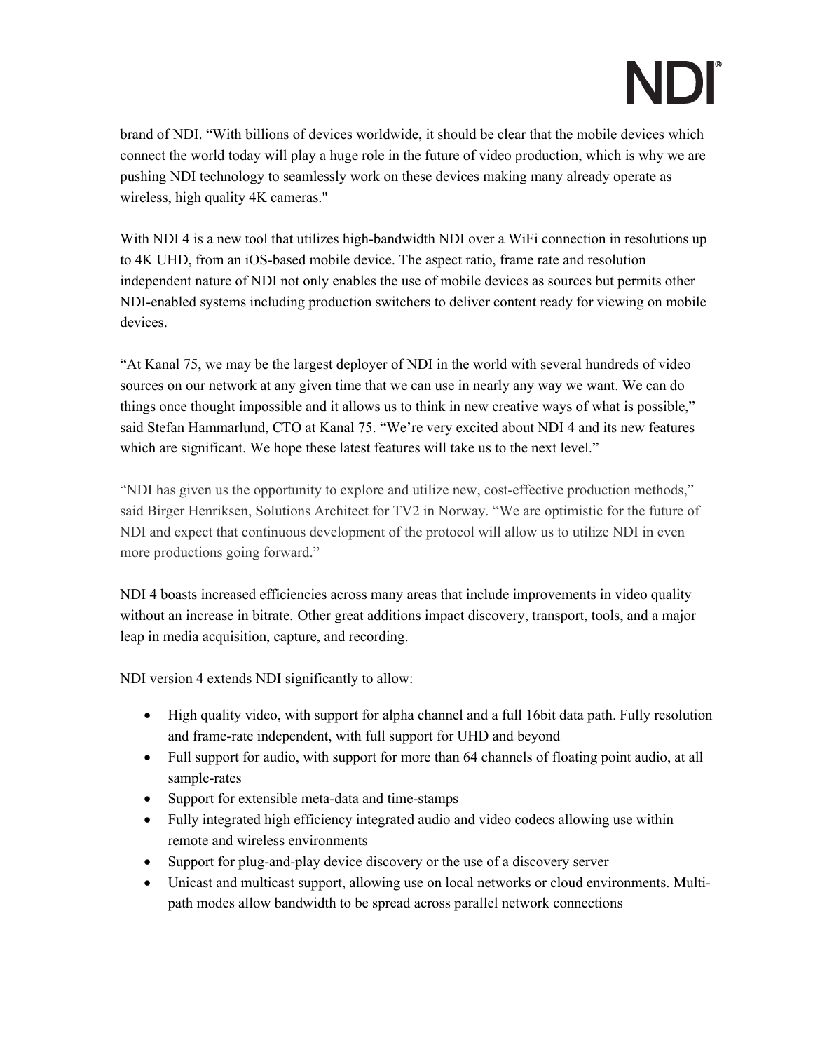brand of NDI. “With billions of devices worldwide, it should be clear that the mobile devices which connect the world today will play a huge role in the future of video production, which is why we are pushing NDI technology to seamlessly work on these devices making many already operate as wireless, high quality 4K cameras."

With NDI 4 is a new tool that utilizes high-bandwidth NDI over a WiFi connection in resolutions up to 4K UHD, from an iOS-based mobile device. The aspect ratio, frame rate and resolution independent nature of NDI not only enables the use of mobile devices as sources but permits other NDI-enabled systems including production switchers to deliver content ready for viewing on mobile devices.

“At Kanal 75, we may be the largest deployer of NDI in the world with several hundreds of video sources on our network at any given time that we can use in nearly any way we want. We can do things once thought impossible and it allows us to think in new creative ways of what is possible,” said Stefan Hammarlund, CTO at Kanal 75. “We’re very excited about NDI 4 and its new features which are significant. We hope these latest features will take us to the next level.”

“NDI has given us the opportunity to explore and utilize new, cost-effective production methods,” said Birger Henriksen, Solutions Architect for TV2 in Norway. “We are optimistic for the future of NDI and expect that continuous development of the protocol will allow us to utilize NDI in even more productions going forward.”

NDI 4 boasts increased efficiencies across many areas that include improvements in video quality without an increase in bitrate. Other great additions impact discovery, transport, tools, and a major leap in media acquisition, capture, and recording.

NDI version 4 extends NDI significantly to allow:

- High quality video, with support for alpha channel and a full 16bit data path. Fully resolution and frame-rate independent, with full support for UHD and beyond
- Full support for audio, with support for more than 64 channels of floating point audio, at all sample-rates
- Support for extensible meta-data and time-stamps
- Fully integrated high efficiency integrated audio and video codecs allowing use within remote and wireless environments
- Support for plug-and-play device discovery or the use of a discovery server
- Unicast and multicast support, allowing use on local networks or cloud environments. Multi-path modes allow bandwidth to be spread across parallel network connections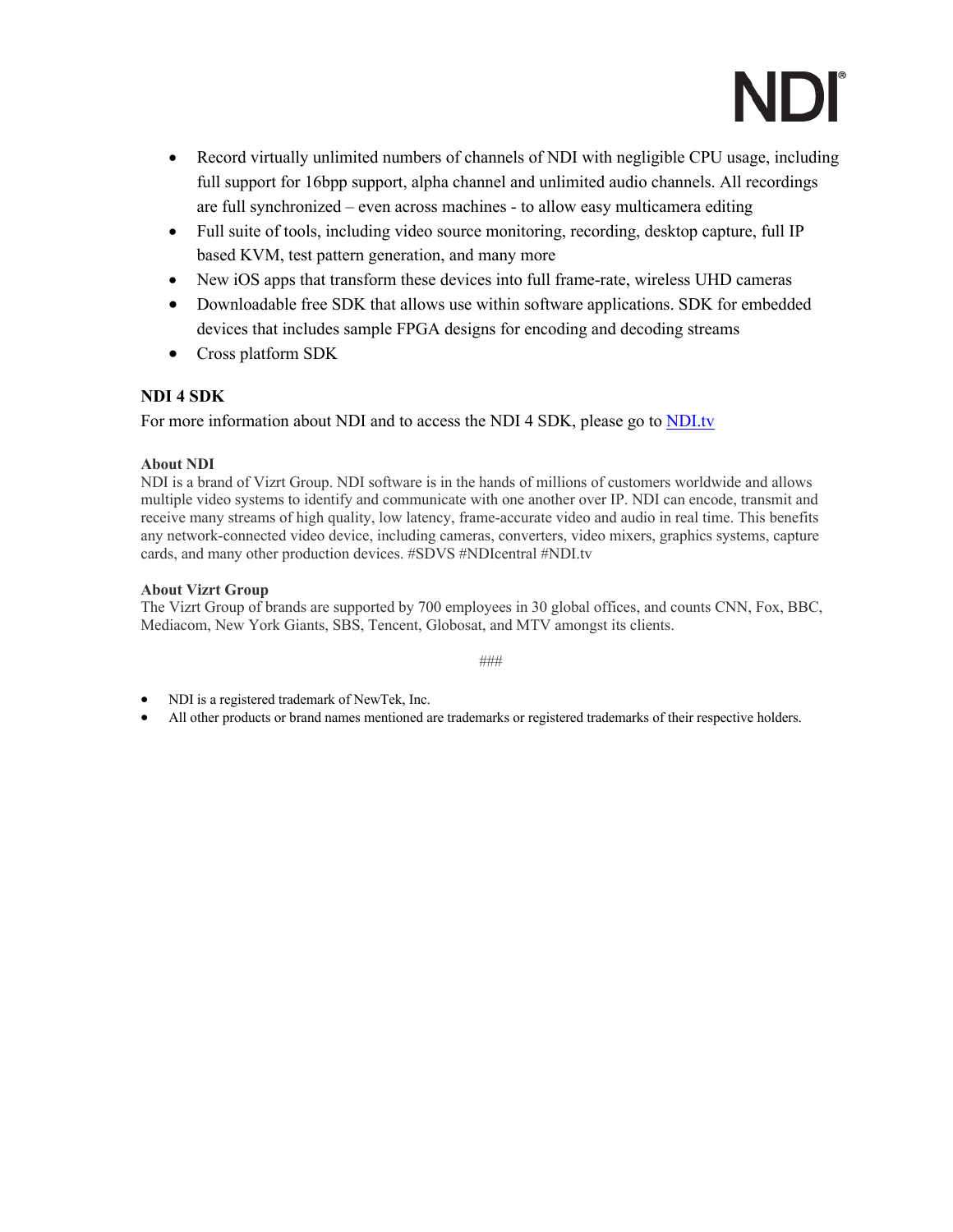- Record virtually unlimited numbers of channels of NDI with negligible CPU usage, including full support for 16bpp support, alpha channel and unlimited audio channels. All recordings are full synchronized – even across machines - to allow easy multicamera editing
- Full suite of tools, including video source monitoring, recording, desktop capture, full IP based KVM, test pattern generation, and many more
- New iOS apps that transform these devices into full frame-rate, wireless UHD cameras
- Downloadable free SDK that allows use within software applications. SDK for embedded devices that includes sample FPGA designs for encoding and decoding streams
- Cross platform SDK

**NDI 4 SDK**

For more information about NDI and to access the NDI 4 SDK, please go to [NDI.tv](NDI.tv)

**About NDI**

NDI is a brand of Vizrt Group. NDI software is in the hands of millions of customers worldwide and allows multiple video systems to identify and communicate with one another over IP. NDI can encode, transmit and receive many streams of high quality, low latency, frame-accurate video and audio in real time. This benefits any network-connected video device, including cameras, converters, video mixers, graphics systems, capture cards, and many other production devices. #SDVS #NDIcentral #NDI.tv

**About Vizrt Group**

The Vizrt Group of brands are supported by 700 employees in 30 global offices, and counts CNN, Fox, BBC, Mediacom, New York Giants, SBS, Tencent, Globosat, and MTV amongst its clients.

###

- NDI is a registered trademark of NewTek, Inc.
- All other products or brand names mentioned are trademarks or registered trademarks of their respective holders.